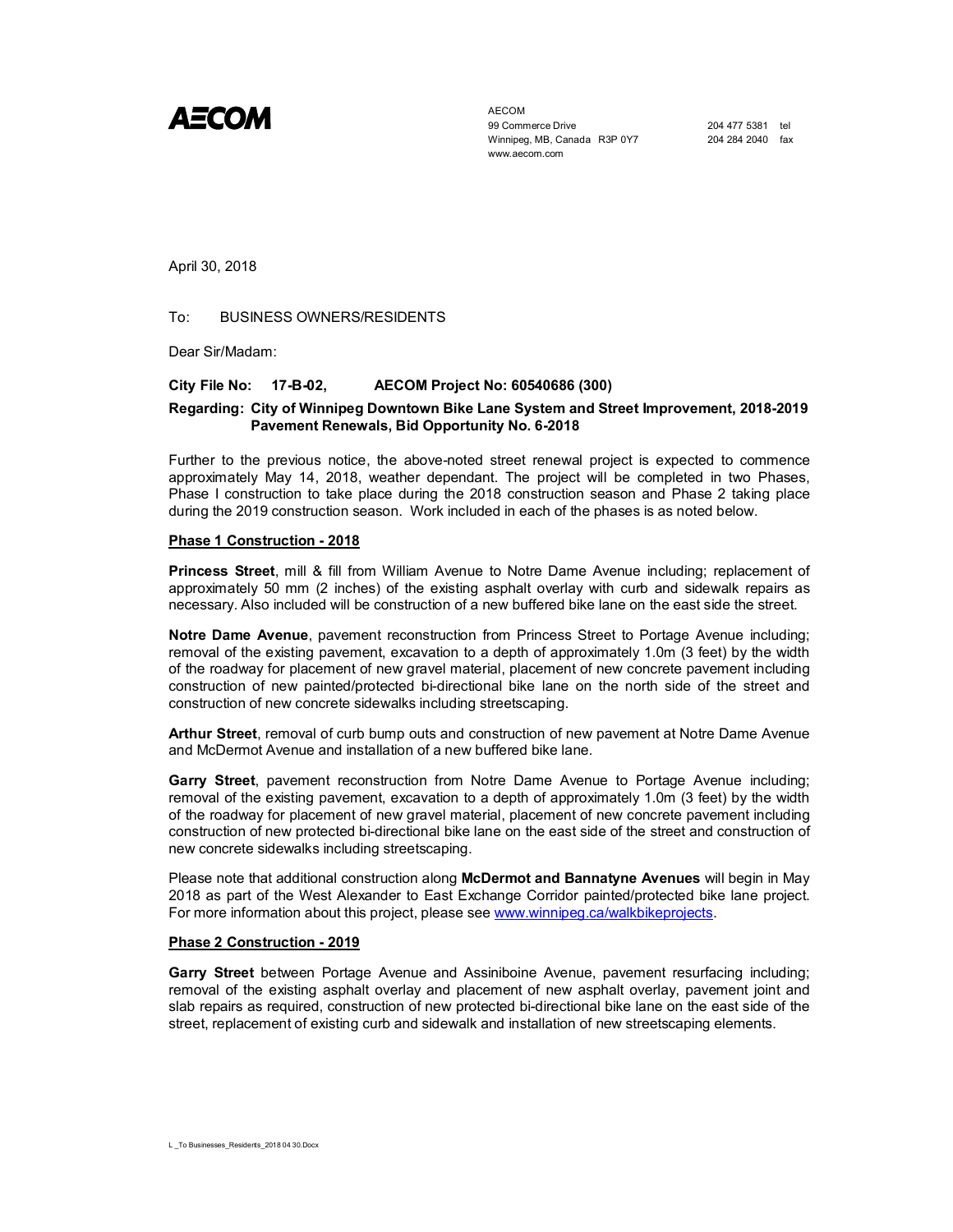AECOM

AECOM
99 Commerce Drive
Winnipeg, MB, Canada R3P 0Y7
www.aecom.com

204 477 5381 tel
204 284 2040 fax

April 30, 2018

To: BUSINESS OWNERS/RESIDENTS

Dear Sir/Madam:

**City File No: 17-B-02, AECOM Project No: 60540686 (300)**

**Regarding: City of Winnipeg Downtown Bike Lane System and Street Improvement, 2018-2019 Pavement Renewals, Bid Opportunity No. 6-2018**

Further to the previous notice, the above-noted street renewal project is expected to commence approximately May 14, 2018, weather dependant. The project will be completed in two Phases, Phase I construction to take place during the 2018 construction season and Phase 2 taking place during the 2019 construction season. Work included in each of the phases is as noted below.

**Phase 1 Construction - 2018**

**Princess Street**, mill & fill from William Avenue to Notre Dame Avenue including; replacement of approximately 50 mm (2 inches) of the existing asphalt overlay with curb and sidewalk repairs as necessary. Also included will be construction of a new buffered bike lane on the east side the street.

**Notre Dame Avenue**, pavement reconstruction from Princess Street to Portage Avenue including; removal of the existing pavement, excavation to a depth of approximately 1.0m (3 feet) by the width of the roadway for placement of new gravel material, placement of new concrete pavement including construction of new painted/protected bi-directional bike lane on the north side of the street and construction of new concrete sidewalks including streetscaping.

**Arthur Street**, removal of curb bump outs and construction of new pavement at Notre Dame Avenue and McDermot Avenue and installation of a new buffered bike lane.

**Garry Street**, pavement reconstruction from Notre Dame Avenue to Portage Avenue including; removal of the existing pavement, excavation to a depth of approximately 1.0m (3 feet) by the width of the roadway for placement of new gravel material, placement of new concrete pavement including construction of new protected bi-directional bike lane on the east side of the street and construction of new concrete sidewalks including streetscaping.

Please note that additional construction along **McDermot and Bannatyne Avenues** will begin in May 2018 as part of the West Alexander to East Exchange Corridor painted/protected bike lane project. For more information about this project, please see www.winnipeg.ca/walkbikeprojects.

**Phase 2 Construction - 2019**

**Garry Street** between Portage Avenue and Assiniboine Avenue, pavement resurfacing including; removal of the existing asphalt overlay and placement of new asphalt overlay, pavement joint and slab repairs as required, construction of new protected bi-directional bike lane on the east side of the street, replacement of existing curb and sidewalk and installation of new streetscaping elements.

L _To Businesses_Residents_2018 04 30.Docx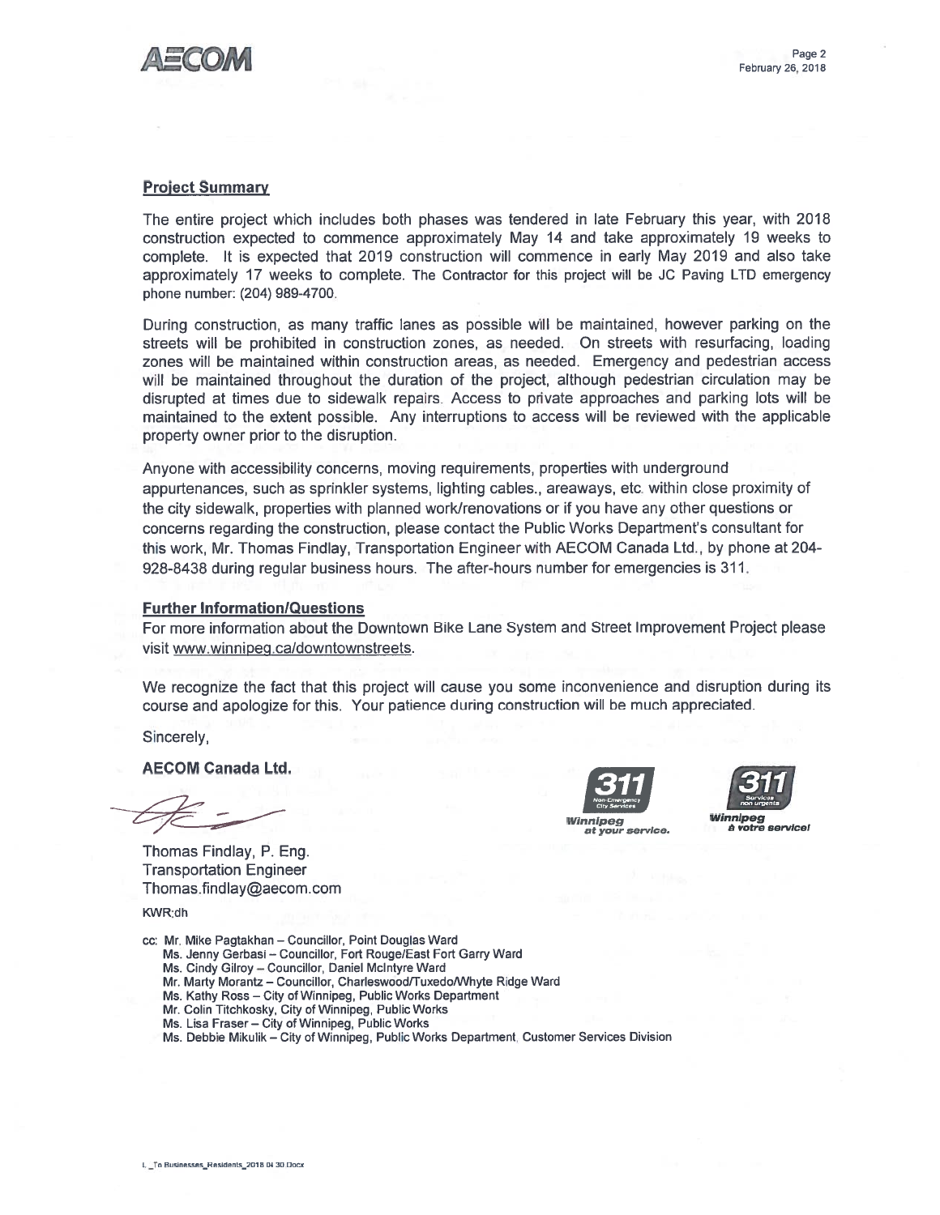## Project Summary

The entire project which includes both phases was tendered in late February this year, with 2018 construction expected to commence approximately May 14 and take approximately 19 weeks to complete. It is expected that 2019 construction will commence in early May 2019 and also take approximately 17 weeks to complete. The Contractor for this project will be JC Paving LTD emergency phone number: (204) 989-4700.

During construction, as many traffic lanes as possible will be maintained, however parking on the streets will be prohibited in construction zones, as needed. On streets with resurfacing, loading zones will be maintained within construction areas, as needed. Emergency and pedestrian access will be maintained throughout the duration of the project, although pedestrian circulation may be disrupted at times due to sidewalk repairs. Access to private approaches and parking lots will be maintained to the extent possible. Any interruptions to access will be reviewed with the applicable property owner prior to the disruption.

Anyone with accessibility concerns, moving requirements, properties with underground appurtenances, such as sprinkler systems, lighting cables., areaways, etc. within close proximity of the city sidewalk, properties with planned work/renovations or if you have any other questions or concerns regarding the construction, please contact the Public Works Department's consultant for this work, Mr. Thomas Findlay, Transportation Engineer with AECOM Canada Ltd., by phone at 204-928-8438 during regular business hours. The after-hours number for emergencies is 311.

## Further Information/Questions

For more information about the Downtown Bike Lane System and Street Improvement Project please visit www.winnipeg.ca/downtownstreets.

We recognize the fact that this project will cause you some inconvenience and disruption during its course and apologize for this. Your patience during construction will be much appreciated.

Sincerely,

**AECOM Canada Ltd.**

311 Non-Emergency City Services Winnipeg at your service.

311 Services non urgents Winnipeg à votre service!

Thomas Findlay, P. Eng.
Transportation Engineer
Thomas.findlay@aecom.com

KWR:dh

cc: Mr. Mike Pagtakhan – Councillor, Point Douglas Ward
Ms. Jenny Gerbasi – Councillor, Fort Rouge/East Fort Garry Ward
Ms. Cindy Gilroy – Councillor, Daniel McIntyre Ward
Mr. Marty Morantz – Councillor, Charleswood/Tuxedo/Whyte Ridge Ward
Ms. Kathy Ross – City of Winnipeg, Public Works Department
Mr. Colin Titchkosky, City of Winnipeg, Public Works
Ms. Lisa Fraser – City of Winnipeg, Public Works
Ms. Debbie Mikulik – City of Winnipeg, Public Works Department, Customer Services Division

L_To Businesses_Residents_2018 04 30.Docx